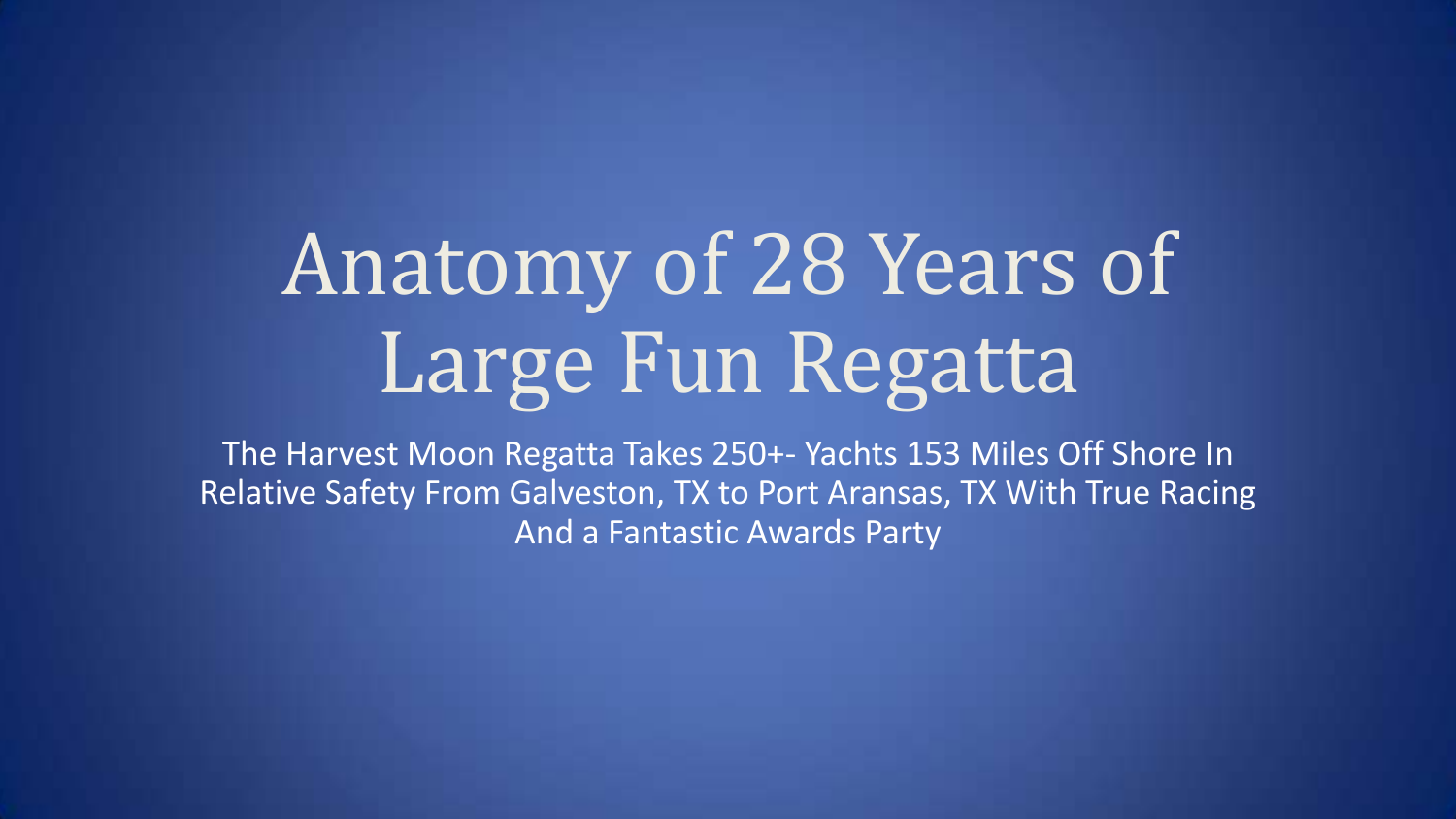# Anatomy of 28 Years of Large Fun Regatta

The Harvest Moon Regatta Takes 250+- Yachts 153 Miles Off Shore In Relative Safety From Galveston, TX to Port Aransas, TX With True Racing And a Fantastic Awards Party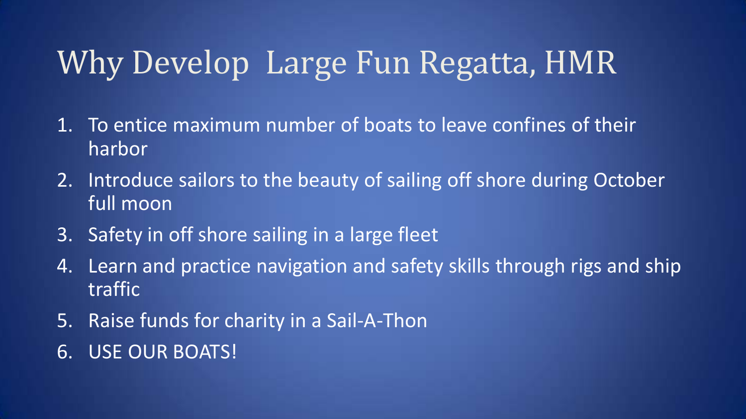# Why Develop  Large Fun Regatta, HMR

1. To entice maximum number of boats to leave confines of their harbor
2. Introduce sailors to the beauty of sailing off shore during October full moon
3. Safety in off shore sailing in a large fleet
4. Learn and practice navigation and safety skills through rigs and ship traffic
5. Raise funds for charity in a Sail-A-Thon
6. USE OUR BOATS!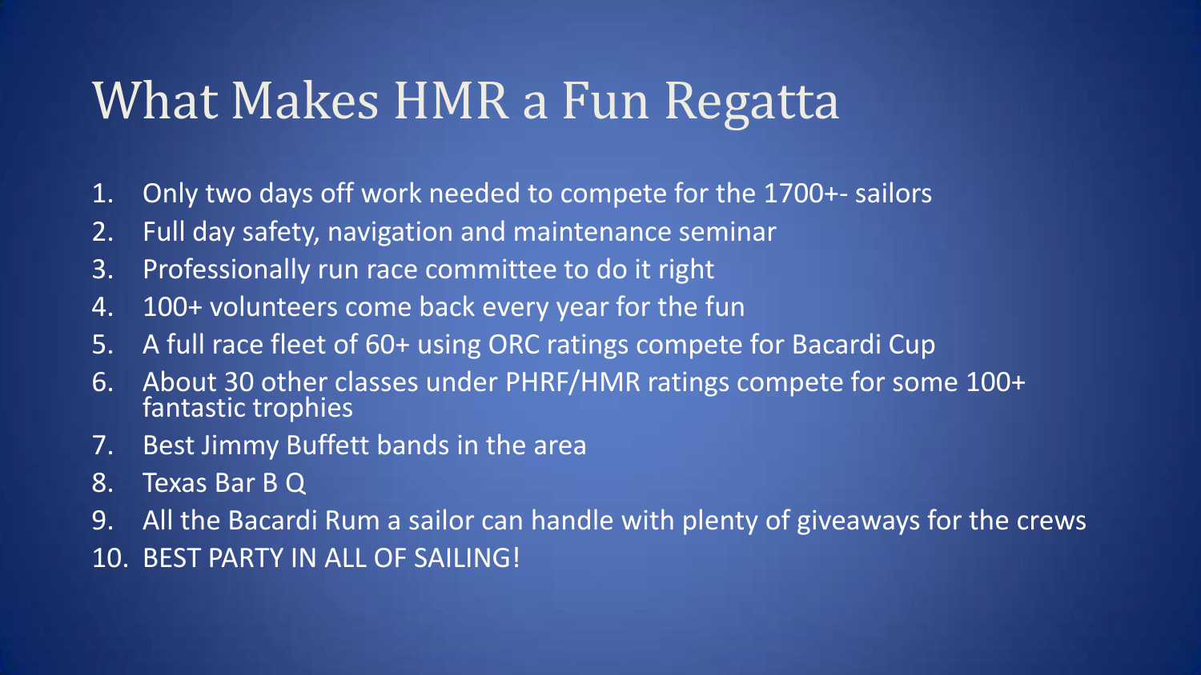# What Makes HMR a Fun Regatta

1. Only two days off work needed to compete for the 1700+- sailors
2. Full day safety, navigation and maintenance seminar
3. Professionally run race committee to do it right
4. 100+ volunteers come back every year for the fun
5. A full race fleet of 60+ using ORC ratings compete for Bacardi Cup
6. About 30 other classes under PHRF/HMR ratings compete for some 100+ fantastic trophies
7. Best Jimmy Buffett bands in the area
8. Texas Bar B Q
9. All the Bacardi Rum a sailor can handle with plenty of giveaways for the crews
10. BEST PARTY IN ALL OF SAILING!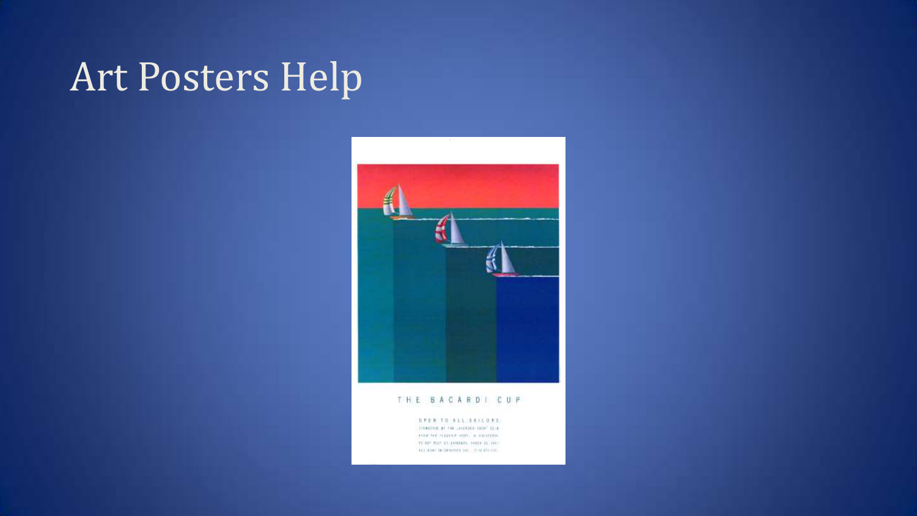# Art Posters Help

THE BACARDI CUP

OPEN TO ALL SAILORS